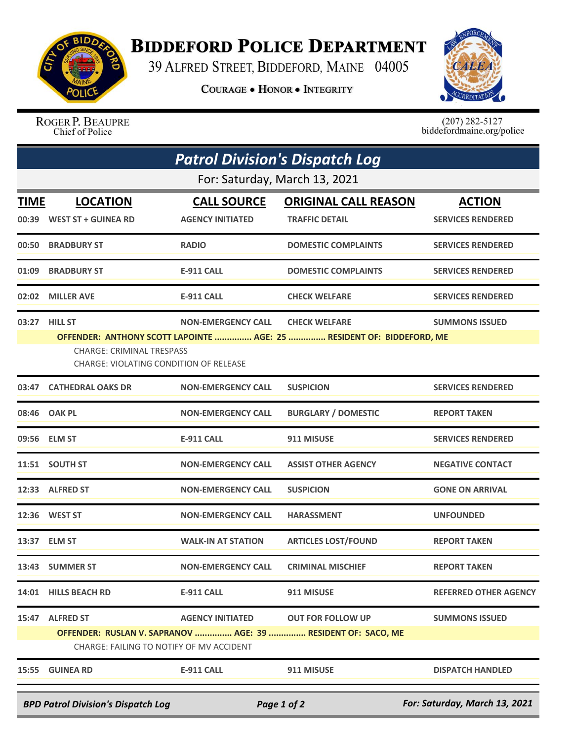# BIDDEFORD POLICE DEPARTMENT

39 ALFRED STREET, BIDDEFORD, MAINE 04005

COURAGE • HONOR • INTEGRITY

ROGER P. BEAUPRE
Chief of Police

(207) 282-5127
biddefordmaine.org/police

## *Patrol Division's Dispatch Log*

For: Saturday, March 13, 2021

| TIME | LOCATION | CALL SOURCE | ORIGINAL CALL REASON | ACTION |
|---|---|---|---|---|
| 00:39 | WEST ST + GUINEA RD | AGENCY INITIATED | TRAFFIC DETAIL | SERVICES RENDERED |
| 00:50 | BRADBURY ST | RADIO | DOMESTIC COMPLAINTS | SERVICES RENDERED |
| 01:09 | BRADBURY ST | E-911 CALL | DOMESTIC COMPLAINTS | SERVICES RENDERED |
| 02:02 | MILLER AVE | E-911 CALL | CHECK WELFARE | SERVICES RENDERED |
| 03:27 | HILL ST | NON-EMERGENCY CALL | CHECK WELFARE | SUMMONS ISSUED |
| | OFFENDER: ANTHONY SCOTT LAPOINTE ............... AGE: 25 ............... RESIDENT OF: BIDDEFORD, ME | | | |
| | CHARGE: CRIMINAL TRESPASS<br>CHARGE: VIOLATING CONDITION OF RELEASE | | | |
| 03:47 | CATHEDRAL OAKS DR | NON-EMERGENCY CALL | SUSPICION | SERVICES RENDERED |
| 08:46 | OAK PL | NON-EMERGENCY CALL | BURGLARY / DOMESTIC | REPORT TAKEN |
| 09:56 | ELM ST | E-911 CALL | 911 MISUSE | SERVICES RENDERED |
| 11:51 | SOUTH ST | NON-EMERGENCY CALL | ASSIST OTHER AGENCY | NEGATIVE CONTACT |
| 12:33 | ALFRED ST | NON-EMERGENCY CALL | SUSPICION | GONE ON ARRIVAL |
| 12:36 | WEST ST | NON-EMERGENCY CALL | HARASSMENT | UNFOUNDED |
| 13:37 | ELM ST | WALK-IN AT STATION | ARTICLES LOST/FOUND | REPORT TAKEN |
| 13:43 | SUMMER ST | NON-EMERGENCY CALL | CRIMINAL MISCHIEF | REPORT TAKEN |
| 14:01 | HILLS BEACH RD | E-911 CALL | 911 MISUSE | REFERRED OTHER AGENCY |
| 15:47 | ALFRED ST | AGENCY INITIATED | OUT FOR FOLLOW UP | SUMMONS ISSUED |
| | OFFENDER: RUSLAN V. SAPRANOV ............... AGE: 39 ............... RESIDENT OF: SACO, ME | | | |
| | CHARGE: FAILING TO NOTIFY OF MV ACCIDENT | | | |
| 15:55 | GUINEA RD | E-911 CALL | 911 MISUSE | DISPATCH HANDLED |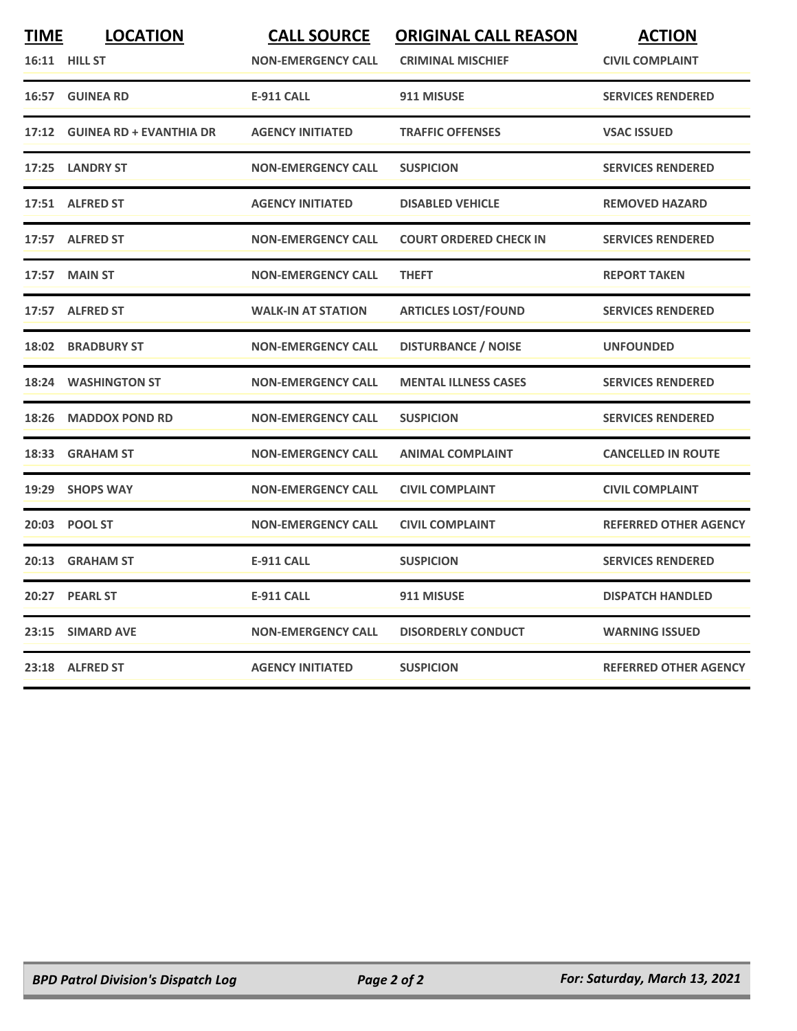| TIME | LOCATION | CALL SOURCE | ORIGINAL CALL REASON | ACTION |
|---|---|---|---|---|
| 16:11 | HILL ST | NON-EMERGENCY CALL | CRIMINAL MISCHIEF | CIVIL COMPLAINT |
| 16:57 | GUINEA RD | E-911 CALL | 911 MISUSE | SERVICES RENDERED |
| 17:12 | GUINEA RD + EVANTHIA DR | AGENCY INITIATED | TRAFFIC OFFENSES | VSAC ISSUED |
| 17:25 | LANDRY ST | NON-EMERGENCY CALL | SUSPICION | SERVICES RENDERED |
| 17:51 | ALFRED ST | AGENCY INITIATED | DISABLED VEHICLE | REMOVED HAZARD |
| 17:57 | ALFRED ST | NON-EMERGENCY CALL | COURT ORDERED CHECK IN | SERVICES RENDERED |
| 17:57 | MAIN ST | NON-EMERGENCY CALL | THEFT | REPORT TAKEN |
| 17:57 | ALFRED ST | WALK-IN AT STATION | ARTICLES LOST/FOUND | SERVICES RENDERED |
| 18:02 | BRADBURY ST | NON-EMERGENCY CALL | DISTURBANCE / NOISE | UNFOUNDED |
| 18:24 | WASHINGTON ST | NON-EMERGENCY CALL | MENTAL ILLNESS CASES | SERVICES RENDERED |
| 18:26 | MADDOX POND RD | NON-EMERGENCY CALL | SUSPICION | SERVICES RENDERED |
| 18:33 | GRAHAM ST | NON-EMERGENCY CALL | ANIMAL COMPLAINT | CANCELLED IN ROUTE |
| 19:29 | SHOPS WAY | NON-EMERGENCY CALL | CIVIL COMPLAINT | CIVIL COMPLAINT |
| 20:03 | POOL ST | NON-EMERGENCY CALL | CIVIL COMPLAINT | REFERRED OTHER AGENCY |
| 20:13 | GRAHAM ST | E-911 CALL | SUSPICION | SERVICES RENDERED |
| 20:27 | PEARL ST | E-911 CALL | 911 MISUSE | DISPATCH HANDLED |
| 23:15 | SIMARD AVE | NON-EMERGENCY CALL | DISORDERLY CONDUCT | WARNING ISSUED |
| 23:18 | ALFRED ST | AGENCY INITIATED | SUSPICION | REFERRED OTHER AGENCY |